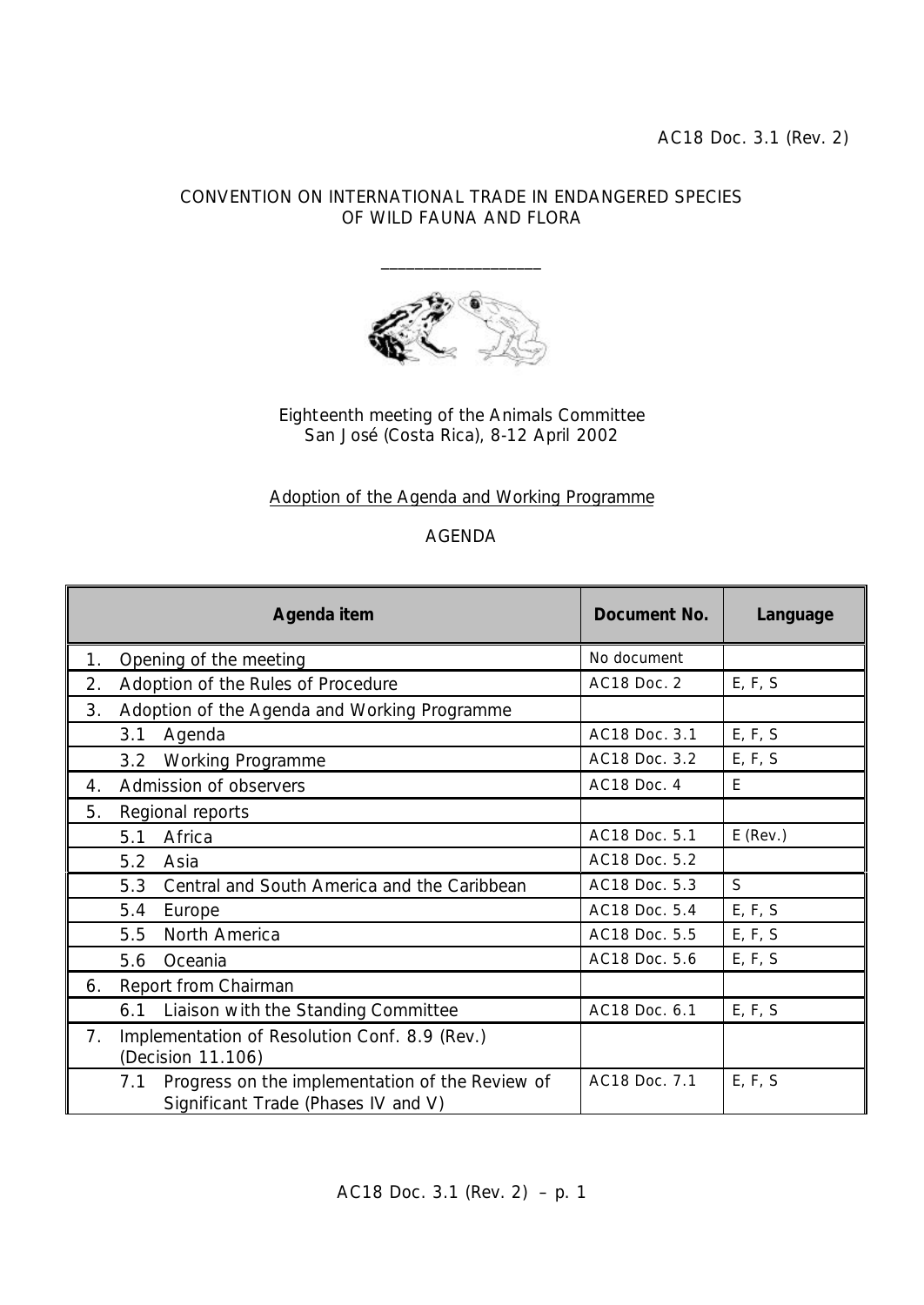AC18 Doc. 3.1 (Rev. 2)

CONVENTION ON INTERNATIONAL TRADE IN ENDANGERED SPECIES OF WILD FAUNA AND FLORA

\_\_\_\_\_\_\_\_\_\_\_\_\_\_\_\_\_\_\_\_

Eighteenth meeting of the Animals Committee
San José (Costa Rica), 8-12 April 2002

Adoption of the Agenda and Working Programme

AGENDA

| Agenda item | Document No. | Language |
|---|---|---|
| 1. Opening of the meeting | No document | |
| 2. Adoption of the Rules of Procedure | AC18 Doc. 2 | E, F, S |
| 3. Adoption of the Agenda and Working Programme | | |
| 3.1 Agenda | AC18 Doc. 3.1 | E, F, S |
| 3.2 Working Programme | AC18 Doc. 3.2 | E, F, S |
| 4. Admission of observers | AC18 Doc. 4 | E |
| 5. Regional reports | | |
| 5.1 Africa | AC18 Doc. 5.1 | E (Rev.) |
| 5.2 Asia | AC18 Doc. 5.2 | |
| 5.3 Central and South America and the Caribbean | AC18 Doc. 5.3 | S |
| 5.4 Europe | AC18 Doc. 5.4 | E, F, S |
| 5.5 North America | AC18 Doc. 5.5 | E, F, S |
| 5.6 Oceania | AC18 Doc. 5.6 | E, F, S |
| 6. Report from Chairman | | |
| 6.1 Liaison with the Standing Committee | AC18 Doc. 6.1 | E, F, S |
| 7. Implementation of Resolution Conf. 8.9 (Rev.) (Decision 11.106) | | |
| 7.1 Progress on the implementation of the Review of Significant Trade (Phases IV and V) | AC18 Doc. 7.1 | E, F, S |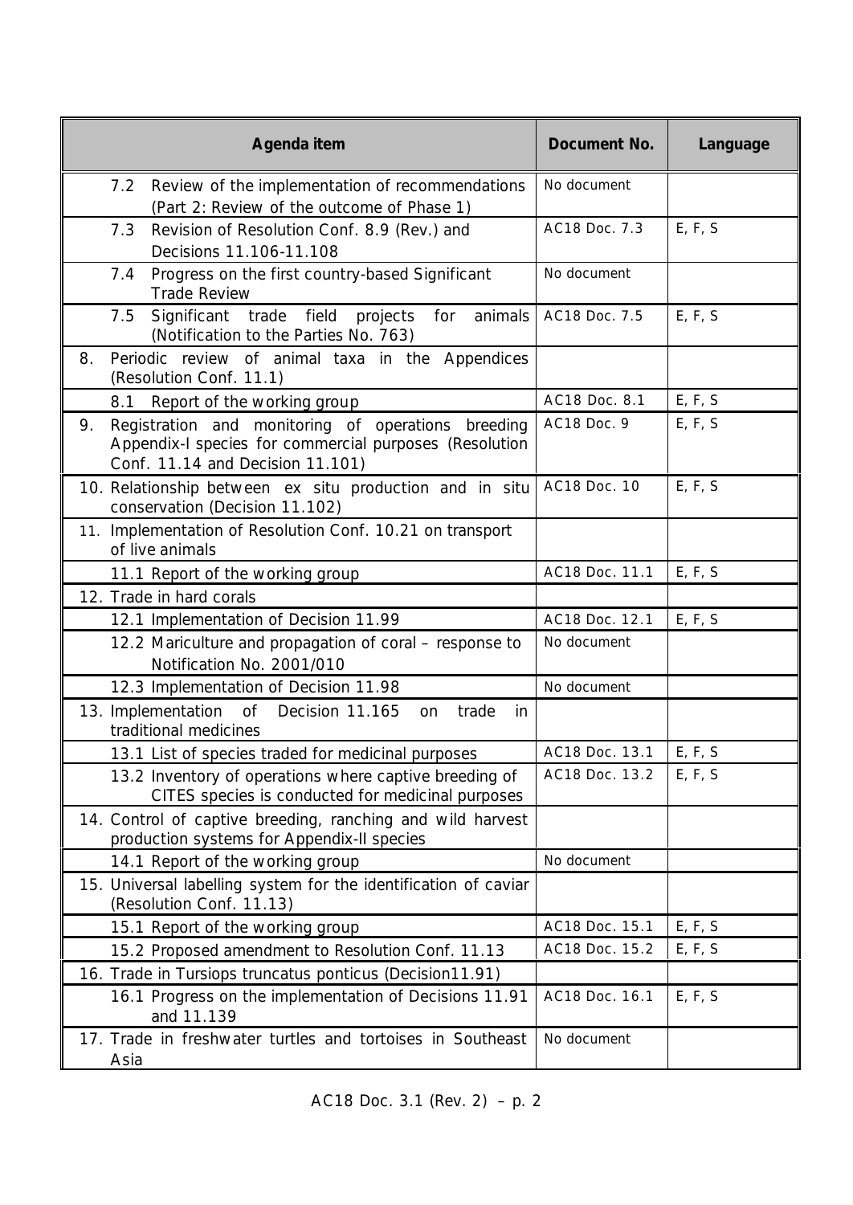| Agenda item | Document No. | Language |
|---|---|---|
| 7.2 Review of the implementation of recommendations (Part 2: Review of the outcome of Phase 1) | No document | |
| 7.3 Revision of Resolution Conf. 8.9 (Rev.) and Decisions 11.106-11.108 | AC18 Doc. 7.3 | E, F, S |
| 7.4 Progress on the first country-based Significant Trade Review | No document | |
| 7.5 Significant trade field projects for animals (Notification to the Parties No. 763) | AC18 Doc. 7.5 | E, F, S |
| 8. Periodic review of animal taxa in the Appendices (Resolution Conf. 11.1) | | |
| 8.1 Report of the working group | AC18 Doc. 8.1 | E, F, S |
| 9. Registration and monitoring of operations breeding Appendix-I species for commercial purposes (Resolution Conf. 11.14 and Decision 11.101) | AC18 Doc. 9 | E, F, S |
| 10. Relationship between ex situ production and in situ conservation (Decision 11.102) | AC18 Doc. 10 | E, F, S |
| 11. Implementation of Resolution Conf. 10.21 on transport of live animals | | |
| 11.1 Report of the working group | AC18 Doc. 11.1 | E, F, S |
| 12. Trade in hard corals | | |
| 12.1 Implementation of Decision 11.99 | AC18 Doc. 12.1 | E, F, S |
| 12.2 Mariculture and propagation of coral – response to Notification No. 2001/010 | No document | |
| 12.3 Implementation of Decision 11.98 | No document | |
| 13. Implementation of Decision 11.165 on trade in traditional medicines | | |
| 13.1 List of species traded for medicinal purposes | AC18 Doc. 13.1 | E, F, S |
| 13.2 Inventory of operations where captive breeding of CITES species is conducted for medicinal purposes | AC18 Doc. 13.2 | E, F, S |
| 14. Control of captive breeding, ranching and wild harvest production systems for Appendix-II species | | |
| 14.1 Report of the working group | No document | |
| 15. Universal labelling system for the identification of caviar (Resolution Conf. 11.13) | | |
| 15.1 Report of the working group | AC18 Doc. 15.1 | E, F, S |
| 15.2 Proposed amendment to Resolution Conf. 11.13 | AC18 Doc. 15.2 | E, F, S |
| 16. Trade in Tursiops truncatus ponticus (Decision11.91) | | |
| 16.1 Progress on the implementation of Decisions 11.91 and 11.139 | AC18 Doc. 16.1 | E, F, S |
| 17. Trade in freshwater turtles and tortoises in Southeast Asia | No document | |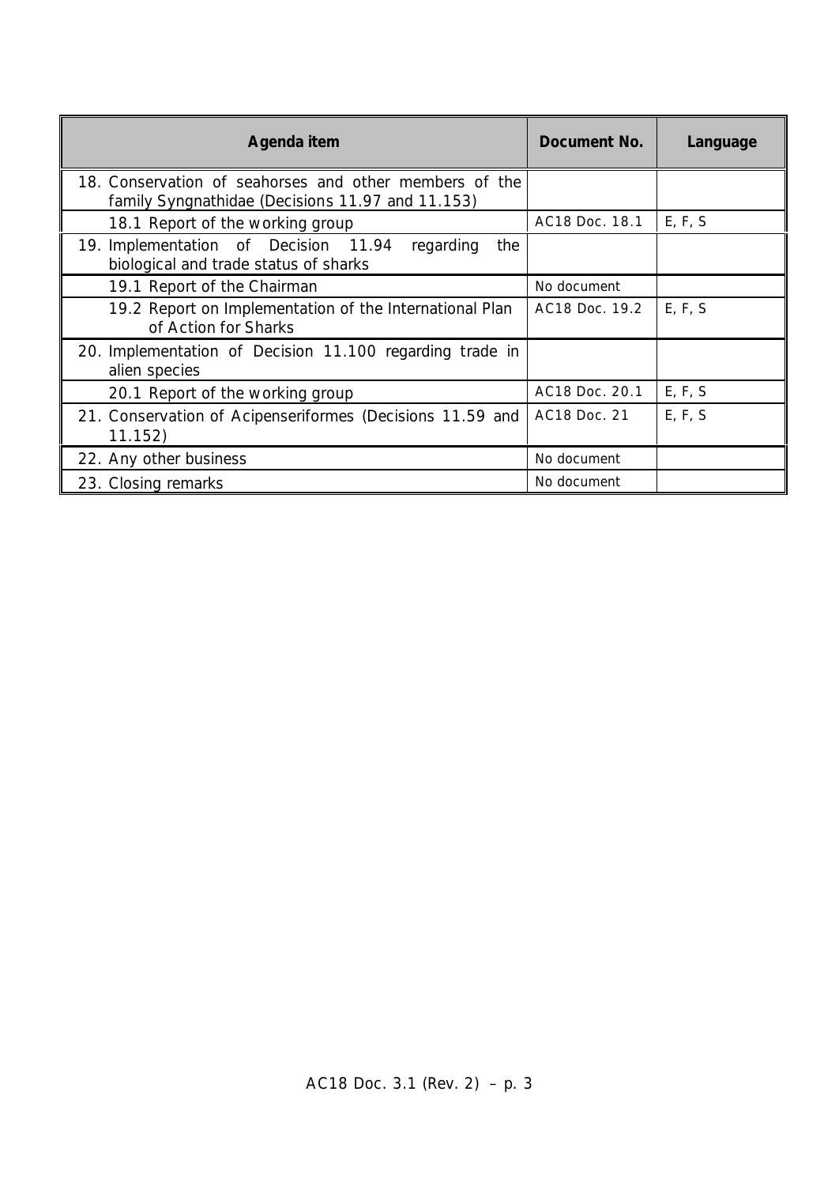| Agenda item | Document No. | Language |
|---|---|---|
| 18. Conservation of seahorses and other members of the family Syngnathidae (Decisions 11.97 and 11.153) | | |
| 18.1 Report of the working group | AC18 Doc. 18.1 | E, F, S |
| 19. Implementation of Decision 11.94 regarding the biological and trade status of sharks | | |
| 19.1 Report of the Chairman | No document | |
| 19.2 Report on Implementation of the International Plan of Action for Sharks | AC18 Doc. 19.2 | E, F, S |
| 20. Implementation of Decision 11.100 regarding trade in alien species | | |
| 20.1 Report of the working group | AC18 Doc. 20.1 | E, F, S |
| 21. Conservation of Acipenseriformes (Decisions 11.59 and 11.152) | AC18 Doc. 21 | E, F, S |
| 22. Any other business | No document | |
| 23. Closing remarks | No document | |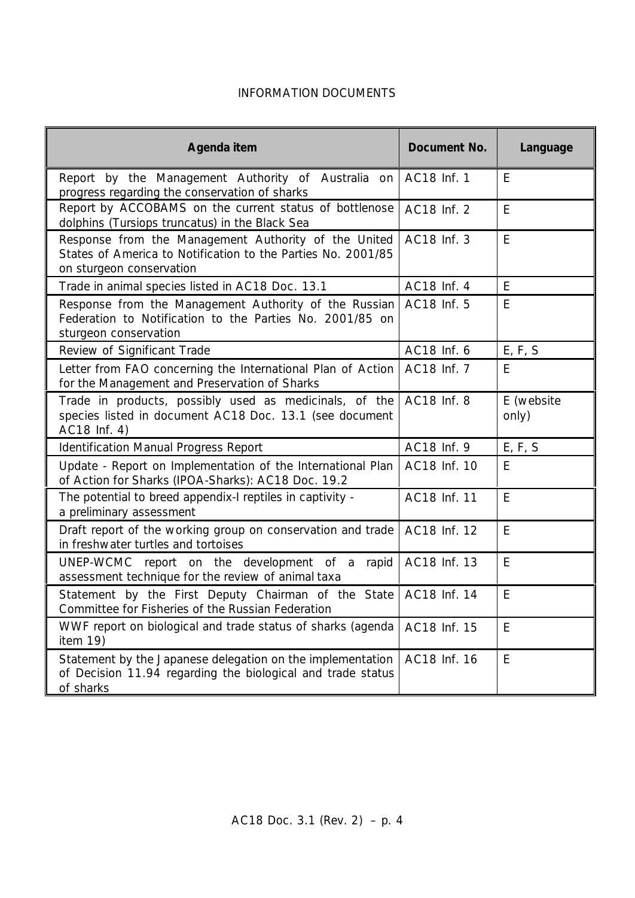INFORMATION DOCUMENTS

| Agenda item | Document No. | Language |
|---|---|---|
| Report by the Management Authority of Australia on progress regarding the conservation of sharks | AC18 Inf. 1 | E |
| Report by ACCOBAMS on the current status of bottlenose dolphins (Tursiops truncatus) in the Black Sea | AC18 Inf. 2 | E |
| Response from the Management Authority of the United States of America to Notification to the Parties No. 2001/85 on sturgeon conservation | AC18 Inf. 3 | E |
| Trade in animal species listed in AC18 Doc. 13.1 | AC18 Inf. 4 | E |
| Response from the Management Authority of the Russian Federation to Notification to the Parties No. 2001/85 on sturgeon conservation | AC18 Inf. 5 | E |
| Review of Significant Trade | AC18 Inf. 6 | E, F, S |
| Letter from FAO concerning the International Plan of Action for the Management and Preservation of Sharks | AC18 Inf. 7 | E |
| Trade in products, possibly used as medicinals, of the species listed in document AC18 Doc. 13.1 (see document AC18 Inf. 4) | AC18 Inf. 8 | E (website only) |
| Identification Manual Progress Report | AC18 Inf. 9 | E, F, S |
| Update - Report on Implementation of the International Plan of Action for Sharks (IPOA-Sharks): AC18 Doc. 19.2 | AC18 Inf. 10 | E |
| The potential to breed appendix-I reptiles in captivity - a preliminary assessment | AC18 Inf. 11 | E |
| Draft report of the working group on conservation and trade in freshwater turtles and tortoises | AC18 Inf. 12 | E |
| UNEP-WCMC report on the development of a rapid assessment technique for the review of animal taxa | AC18 Inf. 13 | E |
| Statement by the First Deputy Chairman of the State Committee for Fisheries of the Russian Federation | AC18 Inf. 14 | E |
| WWF report on biological and trade status of sharks (agenda item 19) | AC18 Inf. 15 | E |
| Statement by the Japanese delegation on the implementation of Decision 11.94 regarding the biological and trade status of sharks | AC18 Inf. 16 | E |